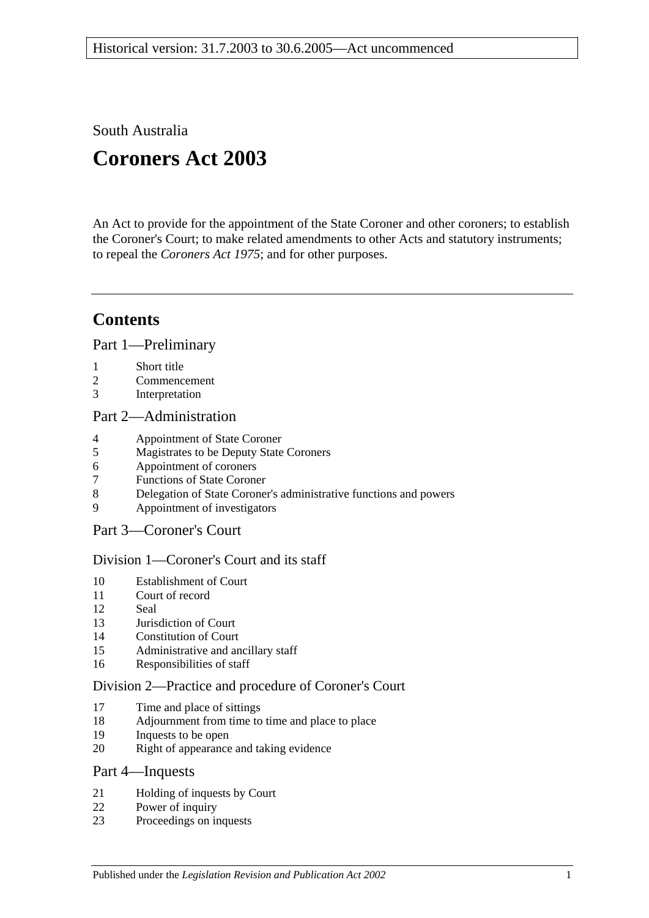Historical version: 31.7.2003 to 30.6.2005—Act uncommenced

South Australia

# Coroners Act 2003

An Act to provide for the appointment of the State Coroner and other coroners; to establish the Coroner's Court; to make related amendments to other Acts and statutory instruments; to repeal the *Coroners Act 1975*; and for other purposes.

---

## Contents

### Part 1—Preliminary

1 Short title
2 Commencement
3 Interpretation

### Part 2—Administration

4 Appointment of State Coroner
5 Magistrates to be Deputy State Coroners
6 Appointment of coroners
7 Functions of State Coroner
8 Delegation of State Coroner's administrative functions and powers
9 Appointment of investigators

### Part 3—Coroner's Court

#### Division 1—Coroner's Court and its staff

10 Establishment of Court
11 Court of record
12 Seal
13 Jurisdiction of Court
14 Constitution of Court
15 Administrative and ancillary staff
16 Responsibilities of staff

#### Division 2—Practice and procedure of Coroner's Court

17 Time and place of sittings
18 Adjournment from time to time and place to place
19 Inquests to be open
20 Right of appearance and taking evidence

### Part 4—Inquests

21 Holding of inquests by Court
22 Power of inquiry
23 Proceedings on inquests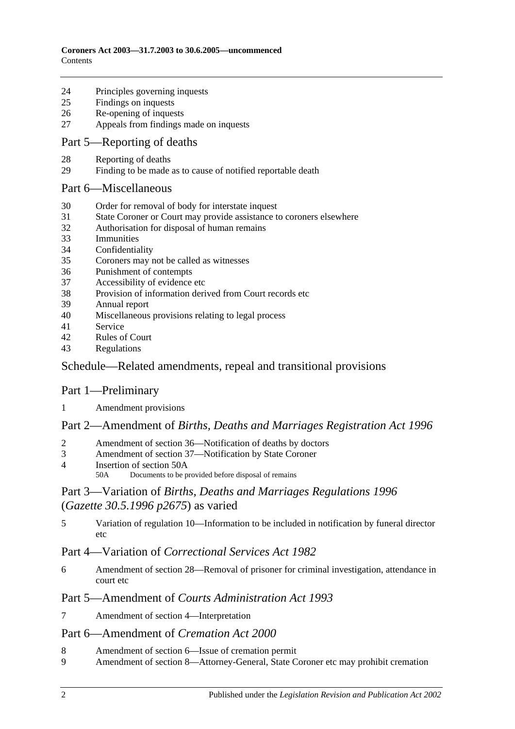24 Principles governing inquests
25 Findings on inquests
26 Re-opening of inquests
27 Appeals from findings made on inquests

## Part 5—Reporting of deaths

28 Reporting of deaths
29 Finding to be made as to cause of notified reportable death

## Part 6—Miscellaneous

30 Order for removal of body for interstate inquest
31 State Coroner or Court may provide assistance to coroners elsewhere
32 Authorisation for disposal of human remains
33 Immunities
34 Confidentiality
35 Coroners may not be called as witnesses
36 Punishment of contempts
37 Accessibility of evidence etc
38 Provision of information derived from Court records etc
39 Annual report
40 Miscellaneous provisions relating to legal process
41 Service
42 Rules of Court
43 Regulations

## Schedule—Related amendments, repeal and transitional provisions

## Part 1—Preliminary

1 Amendment provisions

## Part 2—Amendment of *Births, Deaths and Marriages Registration Act 1996*

2 Amendment of section 36—Notification of deaths by doctors
3 Amendment of section 37—Notification by State Coroner
4 Insertion of section 50A
50A Documents to be provided before disposal of remains

## Part 3—Variation of *Births, Deaths and Marriages Regulations 1996* (*Gazette 30.5.1996 p2675*) as varied

5 Variation of regulation 10—Information to be included in notification by funeral director etc

## Part 4—Variation of *Correctional Services Act 1982*

6 Amendment of section 28—Removal of prisoner for criminal investigation, attendance in court etc

## Part 5—Amendment of *Courts Administration Act 1993*

7 Amendment of section 4—Interpretation

## Part 6—Amendment of *Cremation Act 2000*

8 Amendment of section 6—Issue of cremation permit
9 Amendment of section 8—Attorney-General, State Coroner etc may prohibit cremation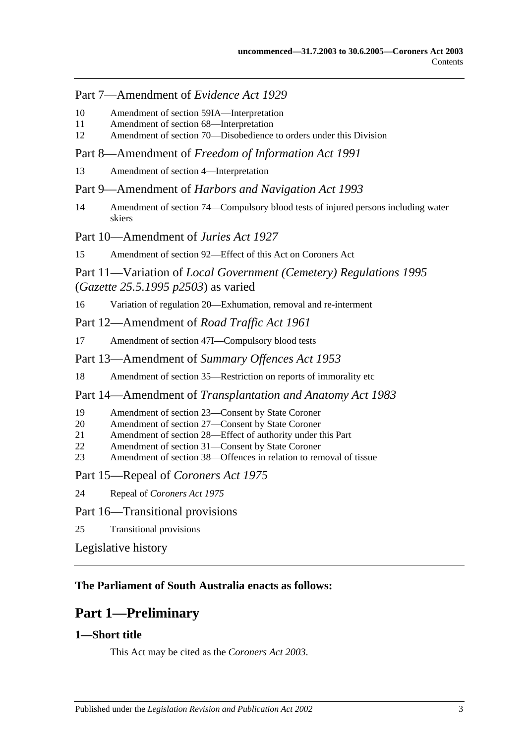## Part 7—Amendment of *Evidence Act 1929*

10 Amendment of section 59IA—Interpretation
11 Amendment of section 68—Interpretation
12 Amendment of section 70—Disobedience to orders under this Division

## Part 8—Amendment of *Freedom of Information Act 1991*

13 Amendment of section 4—Interpretation

## Part 9—Amendment of *Harbors and Navigation Act 1993*

14 Amendment of section 74—Compulsory blood tests of injured persons including water skiers

## Part 10—Amendment of *Juries Act 1927*

15 Amendment of section 92—Effect of this Act on Coroners Act

## Part 11—Variation of *Local Government (Cemetery) Regulations 1995* (*Gazette 25.5.1995 p2503*) as varied

16 Variation of regulation 20—Exhumation, removal and re-interment

## Part 12—Amendment of *Road Traffic Act 1961*

17 Amendment of section 47I—Compulsory blood tests

## Part 13—Amendment of *Summary Offences Act 1953*

18 Amendment of section 35—Restriction on reports of immorality etc

## Part 14—Amendment of *Transplantation and Anatomy Act 1983*

19 Amendment of section 23—Consent by State Coroner
20 Amendment of section 27—Consent by State Coroner
21 Amendment of section 28—Effect of authority under this Part
22 Amendment of section 31—Consent by State Coroner
23 Amendment of section 38—Offences in relation to removal of tissue

## Part 15—Repeal of *Coroners Act 1975*

24 Repeal of *Coroners Act 1975*

## Part 16—Transitional provisions

25 Transitional provisions

Legislative history

---

**The Parliament of South Australia enacts as follows:**

# Part 1—Preliminary

### 1—Short title

This Act may be cited as the *Coroners Act 2003*.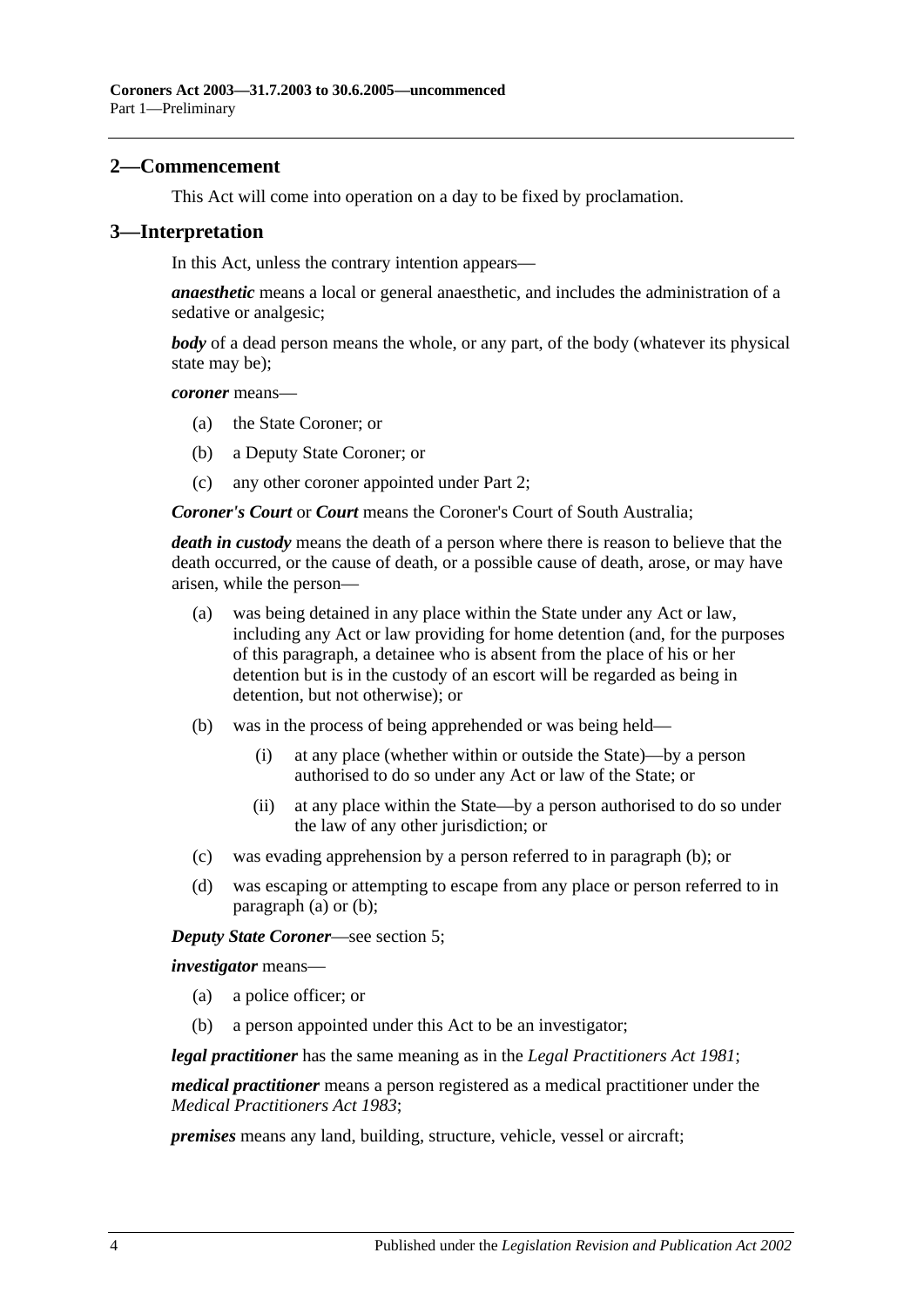## 2—Commencement

This Act will come into operation on a day to be fixed by proclamation.

## 3—Interpretation

In this Act, unless the contrary intention appears—

***anaesthetic*** means a local or general anaesthetic, and includes the administration of a sedative or analgesic;

***body*** of a dead person means the whole, or any part, of the body (whatever its physical state may be);

***coroner*** means—

- (a) the State Coroner; or
- (b) a Deputy State Coroner; or
- (c) any other coroner appointed under Part 2;

***Coroner's Court*** or ***Court*** means the Coroner's Court of South Australia;

***death in custody*** means the death of a person where there is reason to believe that the death occurred, or the cause of death, or a possible cause of death, arose, or may have arisen, while the person—

- (a) was being detained in any place within the State under any Act or law, including any Act or law providing for home detention (and, for the purposes of this paragraph, a detainee who is absent from the place of his or her detention but is in the custody of an escort will be regarded as being in detention, but not otherwise); or
- (b) was in the process of being apprehended or was being held—
  - (i) at any place (whether within or outside the State)—by a person authorised to do so under any Act or law of the State; or
  - (ii) at any place within the State—by a person authorised to do so under the law of any other jurisdiction; or
- (c) was evading apprehension by a person referred to in paragraph (b); or
- (d) was escaping or attempting to escape from any place or person referred to in paragraph (a) or (b);

***Deputy State Coroner***—see section 5;

***investigator*** means—

- (a) a police officer; or
- (b) a person appointed under this Act to be an investigator;

***legal practitioner*** has the same meaning as in the *Legal Practitioners Act 1981*;

***medical practitioner*** means a person registered as a medical practitioner under the *Medical Practitioners Act 1983*;

***premises*** means any land, building, structure, vehicle, vessel or aircraft;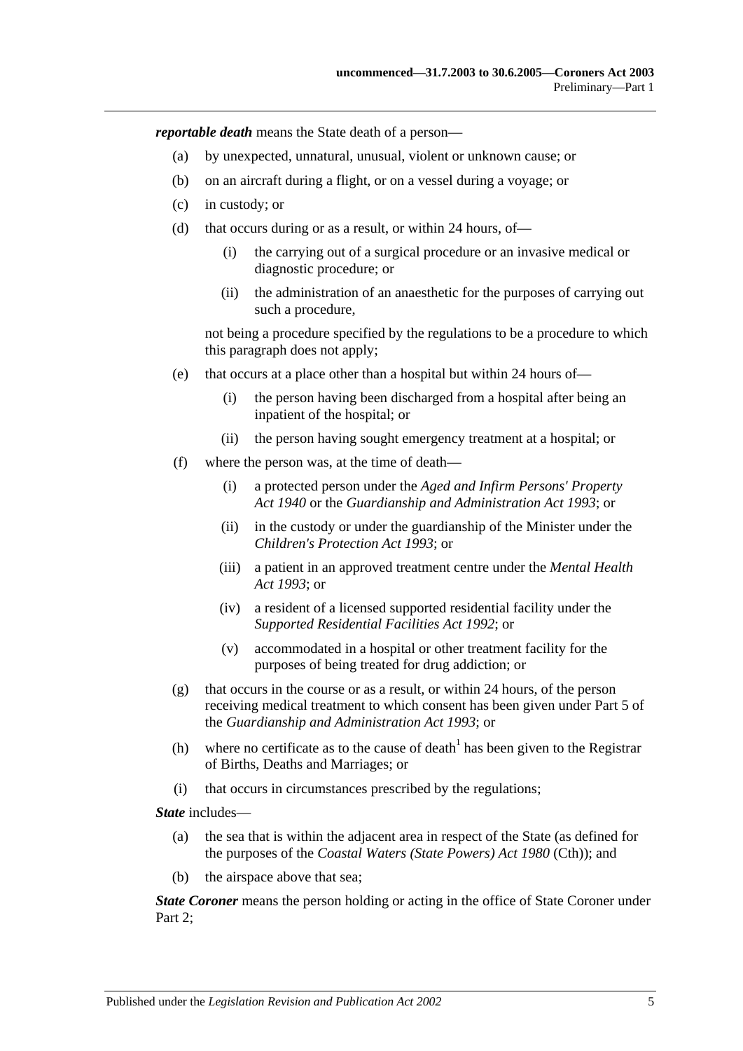***reportable death*** means the State death of a person—

(a) by unexpected, unnatural, unusual, violent or unknown cause; or

(b) on an aircraft during a flight, or on a vessel during a voyage; or

(c) in custody; or

(d) that occurs during or as a result, or within 24 hours, of—

   (i) the carrying out of a surgical procedure or an invasive medical or diagnostic procedure; or

   (ii) the administration of an anaesthetic for the purposes of carrying out such a procedure,

   not being a procedure specified by the regulations to be a procedure to which this paragraph does not apply;

(e) that occurs at a place other than a hospital but within 24 hours of—

   (i) the person having been discharged from a hospital after being an inpatient of the hospital; or

   (ii) the person having sought emergency treatment at a hospital; or

(f) where the person was, at the time of death—

   (i) a protected person under the *Aged and Infirm Persons' Property Act 1940* or the *Guardianship and Administration Act 1993*; or

   (ii) in the custody or under the guardianship of the Minister under the *Children's Protection Act 1993*; or

   (iii) a patient in an approved treatment centre under the *Mental Health Act 1993*; or

   (iv) a resident of a licensed supported residential facility under the *Supported Residential Facilities Act 1992*; or

   (v) accommodated in a hospital or other treatment facility for the purposes of being treated for drug addiction; or

(g) that occurs in the course or as a result, or within 24 hours, of the person receiving medical treatment to which consent has been given under Part 5 of the *Guardianship and Administration Act 1993*; or

(h) where no certificate as to the cause of death[1] has been given to the Registrar of Births, Deaths and Marriages; or

(i) that occurs in circumstances prescribed by the regulations;

***State*** includes—

(a) the sea that is within the adjacent area in respect of the State (as defined for the purposes of the *Coastal Waters (State Powers) Act 1980* (Cth)); and

(b) the airspace above that sea;

***State Coroner*** means the person holding or acting in the office of State Coroner under Part 2;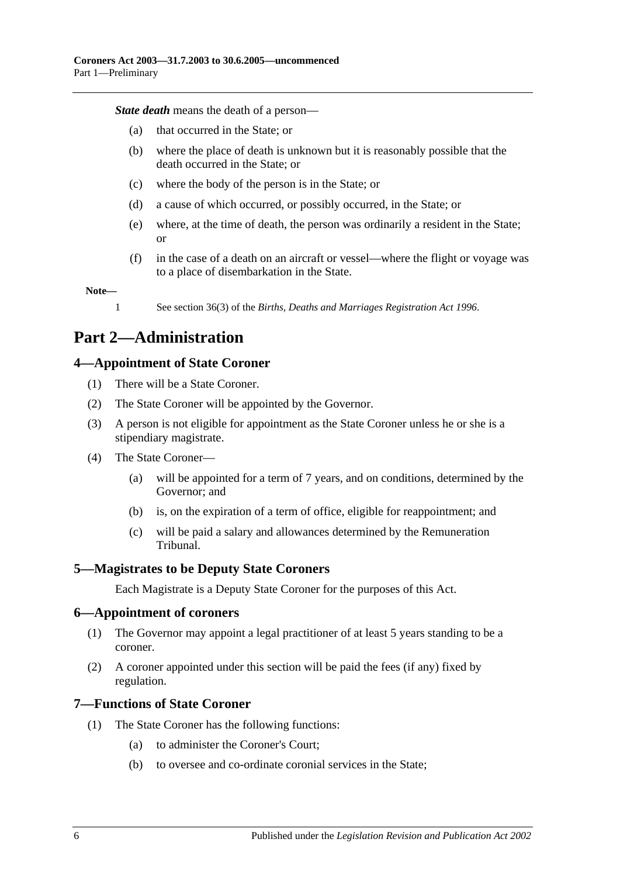***State death*** means the death of a person—

- (a) that occurred in the State; or
- (b) where the place of death is unknown but it is reasonably possible that the death occurred in the State; or
- (c) where the body of the person is in the State; or
- (d) a cause of which occurred, or possibly occurred, in the State; or
- (e) where, at the time of death, the person was ordinarily a resident in the State; or
- (f) in the case of a death on an aircraft or vessel—where the flight or voyage was to a place of disembarkation in the State.

**Note—**

1 See section 36(3) of the *Births, Deaths and Marriages Registration Act 1996*.

# Part 2—Administration

## 4—Appointment of State Coroner

(1) There will be a State Coroner.

(2) The State Coroner will be appointed by the Governor.

(3) A person is not eligible for appointment as the State Coroner unless he or she is a stipendiary magistrate.

(4) The State Coroner—

- (a) will be appointed for a term of 7 years, and on conditions, determined by the Governor; and
- (b) is, on the expiration of a term of office, eligible for reappointment; and
- (c) will be paid a salary and allowances determined by the Remuneration Tribunal.

## 5—Magistrates to be Deputy State Coroners

Each Magistrate is a Deputy State Coroner for the purposes of this Act.

## 6—Appointment of coroners

(1) The Governor may appoint a legal practitioner of at least 5 years standing to be a coroner.

(2) A coroner appointed under this section will be paid the fees (if any) fixed by regulation.

## 7—Functions of State Coroner

(1) The State Coroner has the following functions:

- (a) to administer the Coroner's Court;
- (b) to oversee and co-ordinate coronial services in the State;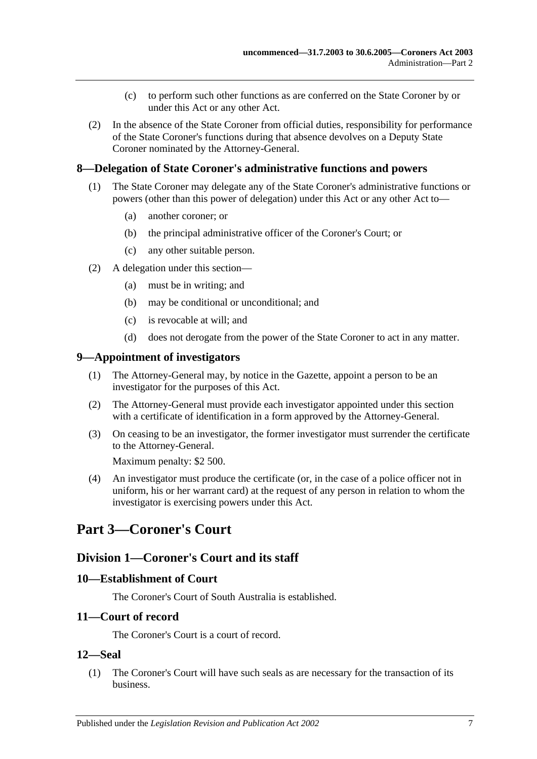(c) to perform such other functions as are conferred on the State Coroner by or under this Act or any other Act.

(2) In the absence of the State Coroner from official duties, responsibility for performance of the State Coroner's functions during that absence devolves on a Deputy State Coroner nominated by the Attorney-General.

### 8—Delegation of State Coroner's administrative functions and powers

(1) The State Coroner may delegate any of the State Coroner's administrative functions or powers (other than this power of delegation) under this Act or any other Act to—

(a) another coroner; or

(b) the principal administrative officer of the Coroner's Court; or

(c) any other suitable person.

(2) A delegation under this section—

(a) must be in writing; and

(b) may be conditional or unconditional; and

(c) is revocable at will; and

(d) does not derogate from the power of the State Coroner to act in any matter.

### 9—Appointment of investigators

(1) The Attorney-General may, by notice in the Gazette, appoint a person to be an investigator for the purposes of this Act.

(2) The Attorney-General must provide each investigator appointed under this section with a certificate of identification in a form approved by the Attorney-General.

(3) On ceasing to be an investigator, the former investigator must surrender the certificate to the Attorney-General.

Maximum penalty: $2 500.

(4) An investigator must produce the certificate (or, in the case of a police officer not in uniform, his or her warrant card) at the request of any person in relation to whom the investigator is exercising powers under this Act.

# Part 3—Coroner's Court

## Division 1—Coroner's Court and its staff

### 10—Establishment of Court

The Coroner's Court of South Australia is established.

### 11—Court of record

The Coroner's Court is a court of record.

### 12—Seal

(1) The Coroner's Court will have such seals as are necessary for the transaction of its business.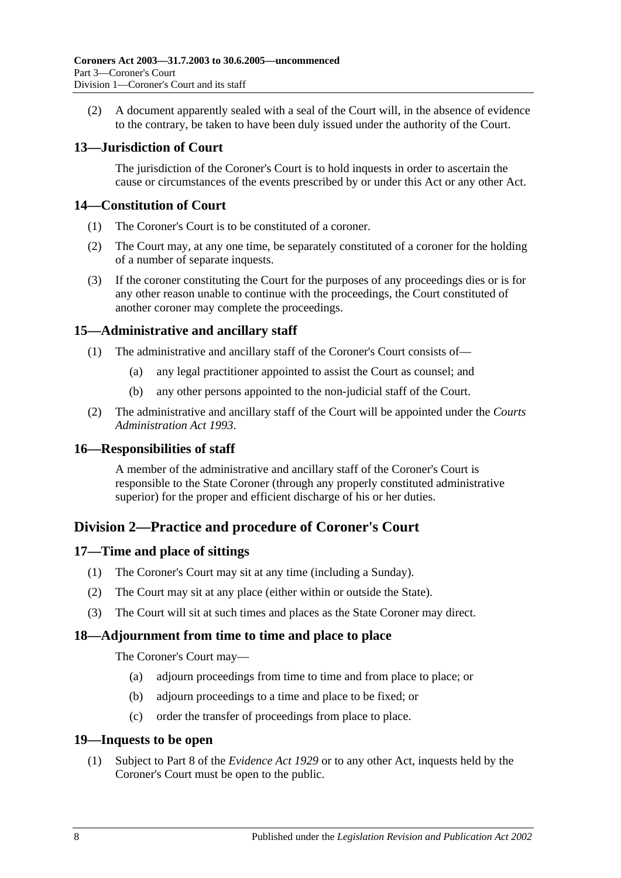(2) A document apparently sealed with a seal of the Court will, in the absence of evidence to the contrary, be taken to have been duly issued under the authority of the Court.

### 13—Jurisdiction of Court

The jurisdiction of the Coroner's Court is to hold inquests in order to ascertain the cause or circumstances of the events prescribed by or under this Act or any other Act.

### 14—Constitution of Court

(1) The Coroner's Court is to be constituted of a coroner.

(2) The Court may, at any one time, be separately constituted of a coroner for the holding of a number of separate inquests.

(3) If the coroner constituting the Court for the purposes of any proceedings dies or is for any other reason unable to continue with the proceedings, the Court constituted of another coroner may complete the proceedings.

### 15—Administrative and ancillary staff

(1) The administrative and ancillary staff of the Coroner's Court consists of—

(a) any legal practitioner appointed to assist the Court as counsel; and

(b) any other persons appointed to the non-judicial staff of the Court.

(2) The administrative and ancillary staff of the Court will be appointed under the *Courts Administration Act 1993*.

### 16—Responsibilities of staff

A member of the administrative and ancillary staff of the Coroner's Court is responsible to the State Coroner (through any properly constituted administrative superior) for the proper and efficient discharge of his or her duties.

## Division 2—Practice and procedure of Coroner's Court

### 17—Time and place of sittings

(1) The Coroner's Court may sit at any time (including a Sunday).

(2) The Court may sit at any place (either within or outside the State).

(3) The Court will sit at such times and places as the State Coroner may direct.

### 18—Adjournment from time to time and place to place

The Coroner's Court may—

(a) adjourn proceedings from time to time and from place to place; or

(b) adjourn proceedings to a time and place to be fixed; or

(c) order the transfer of proceedings from place to place.

### 19—Inquests to be open

(1) Subject to Part 8 of the *Evidence Act 1929* or to any other Act, inquests held by the Coroner's Court must be open to the public.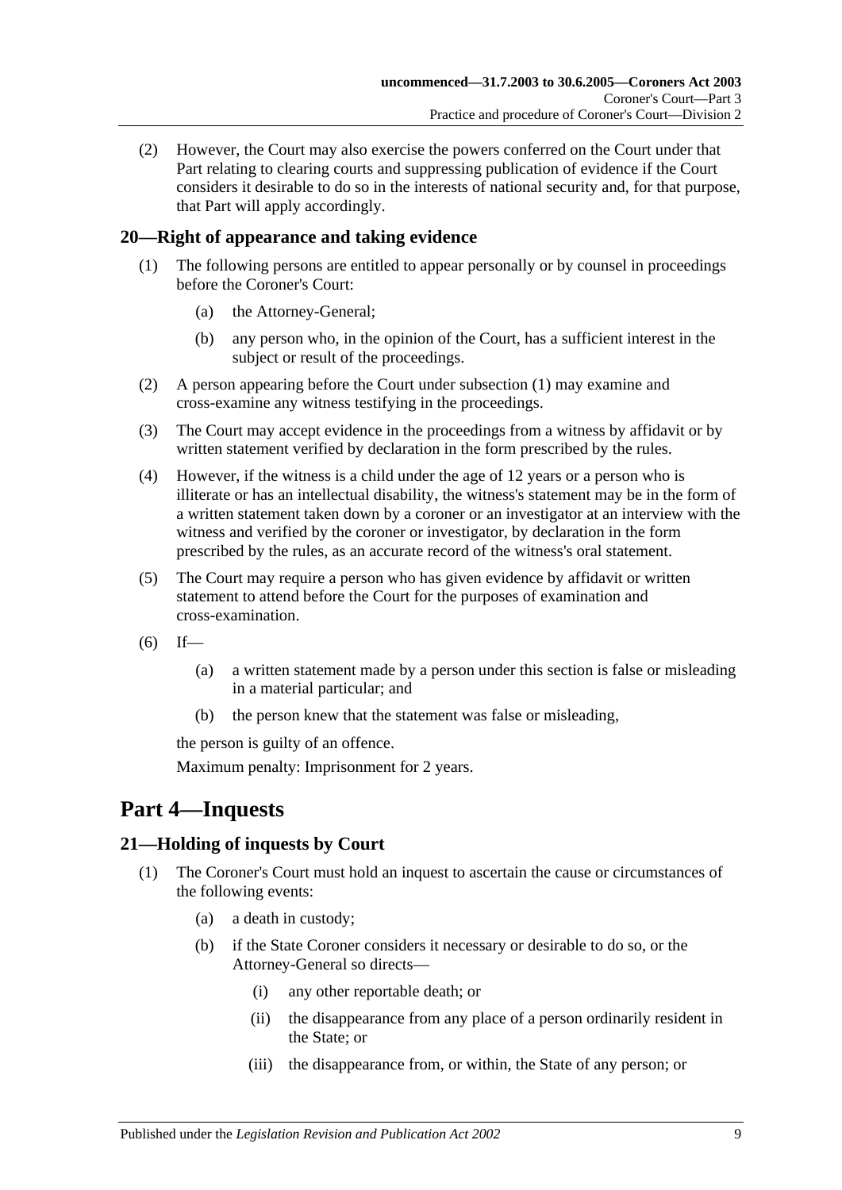(2) However, the Court may also exercise the powers conferred on the Court under that Part relating to clearing courts and suppressing publication of evidence if the Court considers it desirable to do so in the interests of national security and, for that purpose, that Part will apply accordingly.

### 20—Right of appearance and taking evidence

(1) The following persons are entitled to appear personally or by counsel in proceedings before the Coroner's Court:

(a) the Attorney-General;

(b) any person who, in the opinion of the Court, has a sufficient interest in the subject or result of the proceedings.

(2) A person appearing before the Court under subsection (1) may examine and cross-examine any witness testifying in the proceedings.

(3) The Court may accept evidence in the proceedings from a witness by affidavit or by written statement verified by declaration in the form prescribed by the rules.

(4) However, if the witness is a child under the age of 12 years or a person who is illiterate or has an intellectual disability, the witness's statement may be in the form of a written statement taken down by a coroner or an investigator at an interview with the witness and verified by the coroner or investigator, by declaration in the form prescribed by the rules, as an accurate record of the witness's oral statement.

(5) The Court may require a person who has given evidence by affidavit or written statement to attend before the Court for the purposes of examination and cross-examination.

(6) If—

(a) a written statement made by a person under this section is false or misleading in a material particular; and

(b) the person knew that the statement was false or misleading,

the person is guilty of an offence.

Maximum penalty: Imprisonment for 2 years.

## Part 4—Inquests

### 21—Holding of inquests by Court

(1) The Coroner's Court must hold an inquest to ascertain the cause or circumstances of the following events:

(a) a death in custody;

(b) if the State Coroner considers it necessary or desirable to do so, or the Attorney-General so directs—

(i) any other reportable death; or

(ii) the disappearance from any place of a person ordinarily resident in the State; or

(iii) the disappearance from, or within, the State of any person; or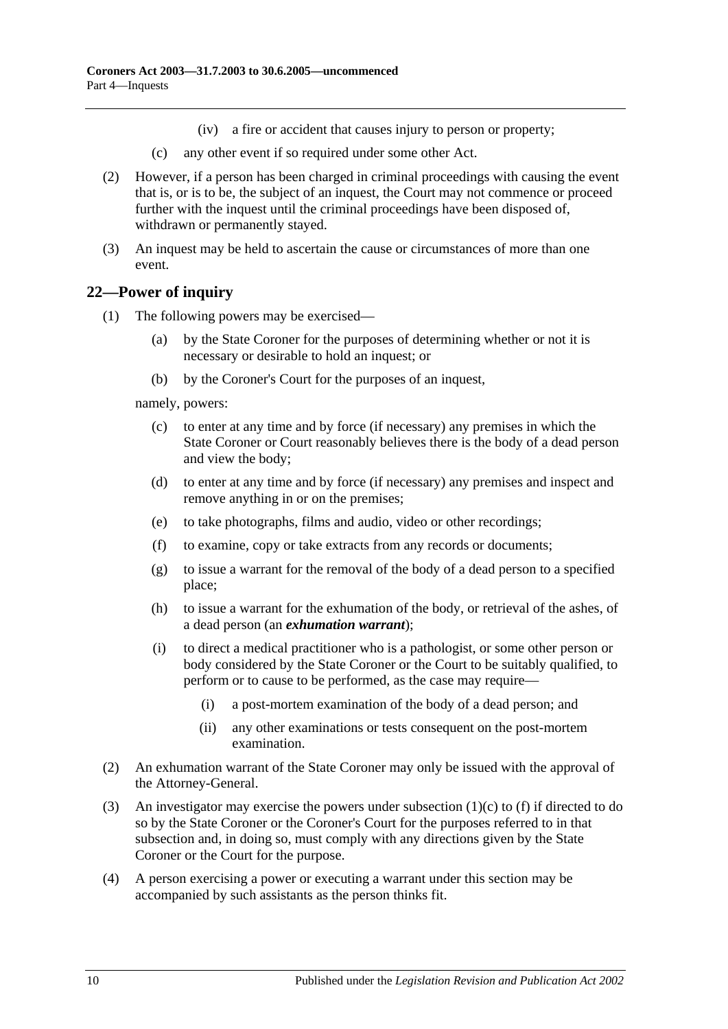(iv) a fire or accident that causes injury to person or property;

(c) any other event if so required under some other Act.

(2) However, if a person has been charged in criminal proceedings with causing the event that is, or is to be, the subject of an inquest, the Court may not commence or proceed further with the inquest until the criminal proceedings have been disposed of, withdrawn or permanently stayed.

(3) An inquest may be held to ascertain the cause or circumstances of more than one event.

## 22—Power of inquiry

(1) The following powers may be exercised—

(a) by the State Coroner for the purposes of determining whether or not it is necessary or desirable to hold an inquest; or

(b) by the Coroner's Court for the purposes of an inquest,

namely, powers:

(c) to enter at any time and by force (if necessary) any premises in which the State Coroner or Court reasonably believes there is the body of a dead person and view the body;

(d) to enter at any time and by force (if necessary) any premises and inspect and remove anything in or on the premises;

(e) to take photographs, films and audio, video or other recordings;

(f) to examine, copy or take extracts from any records or documents;

(g) to issue a warrant for the removal of the body of a dead person to a specified place;

(h) to issue a warrant for the exhumation of the body, or retrieval of the ashes, of a dead person (an ***exhumation warrant***);

(i) to direct a medical practitioner who is a pathologist, or some other person or body considered by the State Coroner or the Court to be suitably qualified, to perform or to cause to be performed, as the case may require—

(i) a post-mortem examination of the body of a dead person; and

(ii) any other examinations or tests consequent on the post-mortem examination.

(2) An exhumation warrant of the State Coroner may only be issued with the approval of the Attorney-General.

(3) An investigator may exercise the powers under subsection (1)(c) to (f) if directed to do so by the State Coroner or the Coroner's Court for the purposes referred to in that subsection and, in doing so, must comply with any directions given by the State Coroner or the Court for the purpose.

(4) A person exercising a power or executing a warrant under this section may be accompanied by such assistants as the person thinks fit.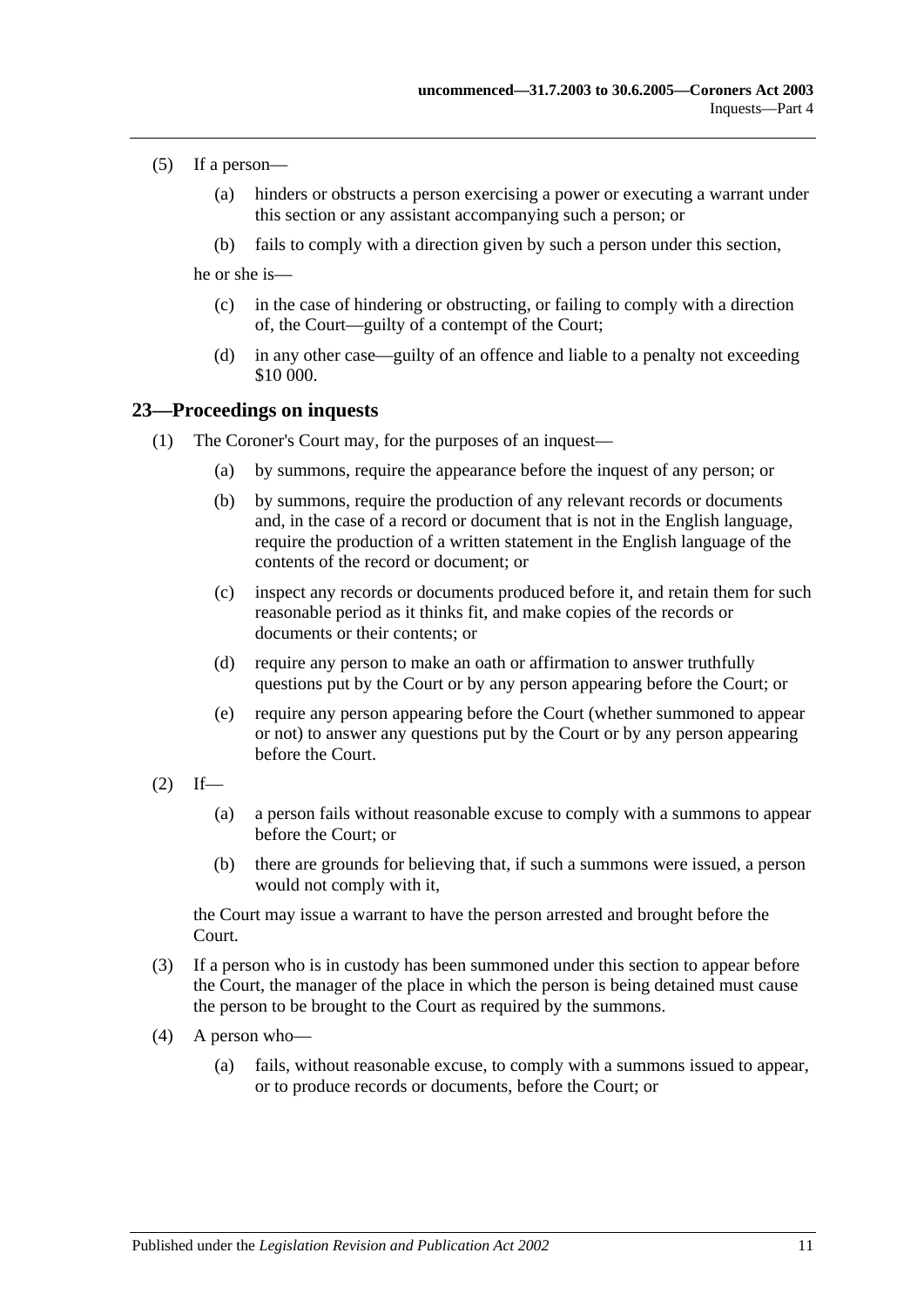(5) If a person—

(a) hinders or obstructs a person exercising a power or executing a warrant under this section or any assistant accompanying such a person; or

(b) fails to comply with a direction given by such a person under this section,

he or she is—

(c) in the case of hindering or obstructing, or failing to comply with a direction of, the Court—guilty of a contempt of the Court;

(d) in any other case—guilty of an offence and liable to a penalty not exceeding $10 000.

## 23—Proceedings on inquests

(1) The Coroner's Court may, for the purposes of an inquest—

(a) by summons, require the appearance before the inquest of any person; or

(b) by summons, require the production of any relevant records or documents and, in the case of a record or document that is not in the English language, require the production of a written statement in the English language of the contents of the record or document; or

(c) inspect any records or documents produced before it, and retain them for such reasonable period as it thinks fit, and make copies of the records or documents or their contents; or

(d) require any person to make an oath or affirmation to answer truthfully questions put by the Court or by any person appearing before the Court; or

(e) require any person appearing before the Court (whether summoned to appear or not) to answer any questions put by the Court or by any person appearing before the Court.

(2) If—

(a) a person fails without reasonable excuse to comply with a summons to appear before the Court; or

(b) there are grounds for believing that, if such a summons were issued, a person would not comply with it,

the Court may issue a warrant to have the person arrested and brought before the Court.

(3) If a person who is in custody has been summoned under this section to appear before the Court, the manager of the place in which the person is being detained must cause the person to be brought to the Court as required by the summons.

(4) A person who—

(a) fails, without reasonable excuse, to comply with a summons issued to appear, or to produce records or documents, before the Court; or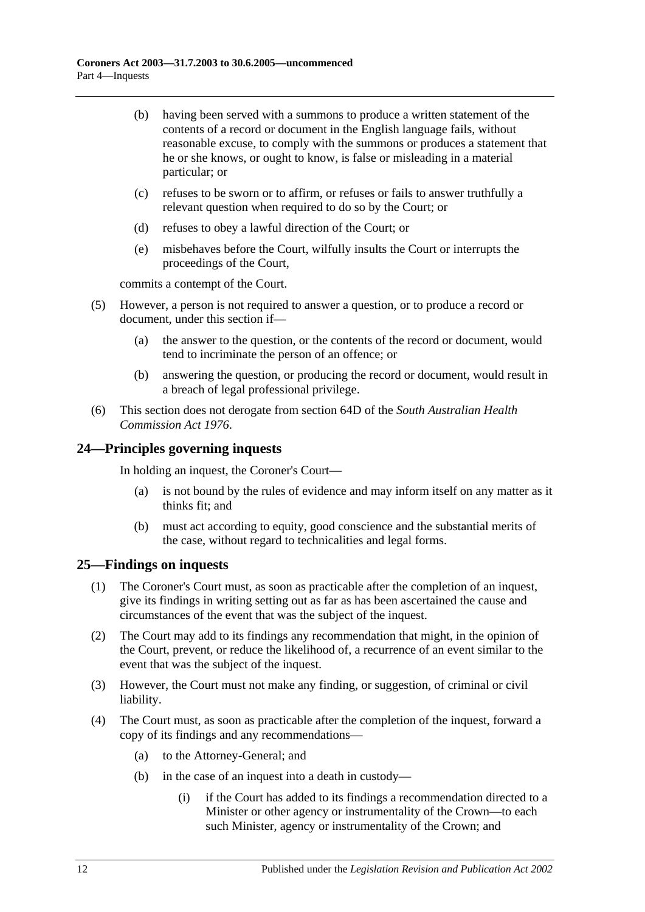(b) having been served with a summons to produce a written statement of the contents of a record or document in the English language fails, without reasonable excuse, to comply with the summons or produces a statement that he or she knows, or ought to know, is false or misleading in a material particular; or

(c) refuses to be sworn or to affirm, or refuses or fails to answer truthfully a relevant question when required to do so by the Court; or

(d) refuses to obey a lawful direction of the Court; or

(e) misbehaves before the Court, wilfully insults the Court or interrupts the proceedings of the Court,

commits a contempt of the Court.

(5) However, a person is not required to answer a question, or to produce a record or document, under this section if—

(a) the answer to the question, or the contents of the record or document, would tend to incriminate the person of an offence; or

(b) answering the question, or producing the record or document, would result in a breach of legal professional privilege.

(6) This section does not derogate from section 64D of the *South Australian Health Commission Act 1976*.

## 24—Principles governing inquests

In holding an inquest, the Coroner's Court—

(a) is not bound by the rules of evidence and may inform itself on any matter as it thinks fit; and

(b) must act according to equity, good conscience and the substantial merits of the case, without regard to technicalities and legal forms.

## 25—Findings on inquests

(1) The Coroner's Court must, as soon as practicable after the completion of an inquest, give its findings in writing setting out as far as has been ascertained the cause and circumstances of the event that was the subject of the inquest.

(2) The Court may add to its findings any recommendation that might, in the opinion of the Court, prevent, or reduce the likelihood of, a recurrence of an event similar to the event that was the subject of the inquest.

(3) However, the Court must not make any finding, or suggestion, of criminal or civil liability.

(4) The Court must, as soon as practicable after the completion of the inquest, forward a copy of its findings and any recommendations—

(a) to the Attorney-General; and

(b) in the case of an inquest into a death in custody—

(i) if the Court has added to its findings a recommendation directed to a Minister or other agency or instrumentality of the Crown—to each such Minister, agency or instrumentality of the Crown; and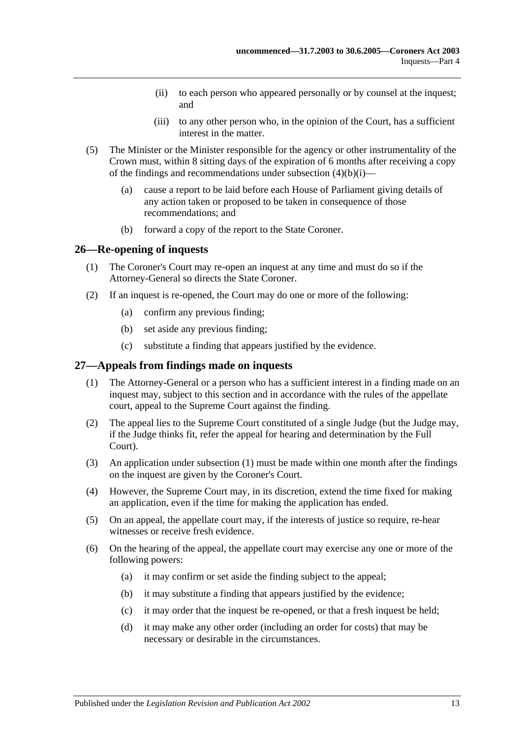(ii) to each person who appeared personally or by counsel at the inquest; and

(iii) to any other person who, in the opinion of the Court, has a sufficient interest in the matter.

(5) The Minister or the Minister responsible for the agency or other instrumentality of the Crown must, within 8 sitting days of the expiration of 6 months after receiving a copy of the findings and recommendations under subsection (4)(b)(i)—

(a) cause a report to be laid before each House of Parliament giving details of any action taken or proposed to be taken in consequence of those recommendations; and

(b) forward a copy of the report to the State Coroner.

## 26—Re-opening of inquests

(1) The Coroner's Court may re-open an inquest at any time and must do so if the Attorney-General so directs the State Coroner.

(2) If an inquest is re-opened, the Court may do one or more of the following:

(a) confirm any previous finding;

(b) set aside any previous finding;

(c) substitute a finding that appears justified by the evidence.

## 27—Appeals from findings made on inquests

(1) The Attorney-General or a person who has a sufficient interest in a finding made on an inquest may, subject to this section and in accordance with the rules of the appellate court, appeal to the Supreme Court against the finding.

(2) The appeal lies to the Supreme Court constituted of a single Judge (but the Judge may, if the Judge thinks fit, refer the appeal for hearing and determination by the Full Court).

(3) An application under subsection (1) must be made within one month after the findings on the inquest are given by the Coroner's Court.

(4) However, the Supreme Court may, in its discretion, extend the time fixed for making an application, even if the time for making the application has ended.

(5) On an appeal, the appellate court may, if the interests of justice so require, re-hear witnesses or receive fresh evidence.

(6) On the hearing of the appeal, the appellate court may exercise any one or more of the following powers:

(a) it may confirm or set aside the finding subject to the appeal;

(b) it may substitute a finding that appears justified by the evidence;

(c) it may order that the inquest be re-opened, or that a fresh inquest be held;

(d) it may make any other order (including an order for costs) that may be necessary or desirable in the circumstances.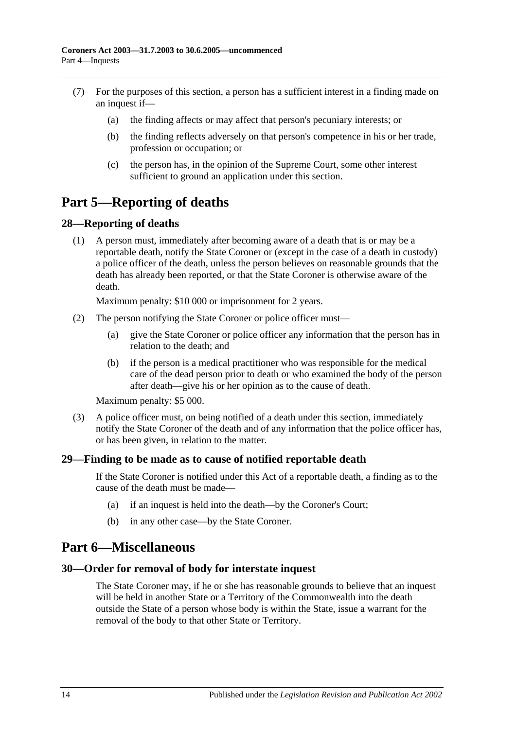(7) For the purposes of this section, a person has a sufficient interest in a finding made on an inquest if—

(a) the finding affects or may affect that person's pecuniary interests; or

(b) the finding reflects adversely on that person's competence in his or her trade, profession or occupation; or

(c) the person has, in the opinion of the Supreme Court, some other interest sufficient to ground an application under this section.

# Part 5—Reporting of deaths

## 28—Reporting of deaths

(1) A person must, immediately after becoming aware of a death that is or may be a reportable death, notify the State Coroner or (except in the case of a death in custody) a police officer of the death, unless the person believes on reasonable grounds that the death has already been reported, or that the State Coroner is otherwise aware of the death.

Maximum penalty: $10 000 or imprisonment for 2 years.

(2) The person notifying the State Coroner or police officer must—

(a) give the State Coroner or police officer any information that the person has in relation to the death; and

(b) if the person is a medical practitioner who was responsible for the medical care of the dead person prior to death or who examined the body of the person after death—give his or her opinion as to the cause of death.

Maximum penalty: $5 000.

(3) A police officer must, on being notified of a death under this section, immediately notify the State Coroner of the death and of any information that the police officer has, or has been given, in relation to the matter.

## 29—Finding to be made as to cause of notified reportable death

If the State Coroner is notified under this Act of a reportable death, a finding as to the cause of the death must be made—

(a) if an inquest is held into the death—by the Coroner's Court;

(b) in any other case—by the State Coroner.

# Part 6—Miscellaneous

## 30—Order for removal of body for interstate inquest

The State Coroner may, if he or she has reasonable grounds to believe that an inquest will be held in another State or a Territory of the Commonwealth into the death outside the State of a person whose body is within the State, issue a warrant for the removal of the body to that other State or Territory.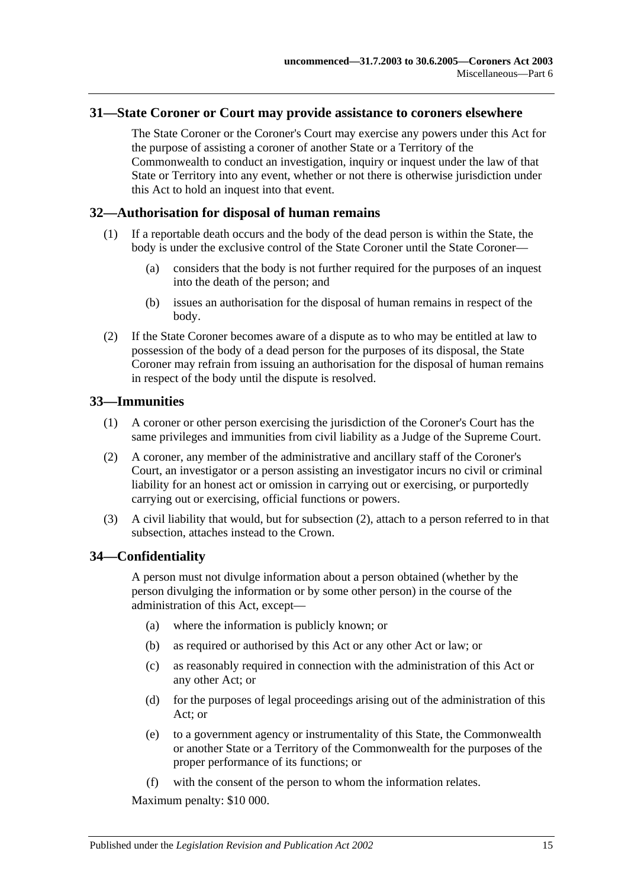## 31—State Coroner or Court may provide assistance to coroners elsewhere

The State Coroner or the Coroner's Court may exercise any powers under this Act for the purpose of assisting a coroner of another State or a Territory of the Commonwealth to conduct an investigation, inquiry or inquest under the law of that State or Territory into any event, whether or not there is otherwise jurisdiction under this Act to hold an inquest into that event.

## 32—Authorisation for disposal of human remains

(1) If a reportable death occurs and the body of the dead person is within the State, the body is under the exclusive control of the State Coroner until the State Coroner—

(a) considers that the body is not further required for the purposes of an inquest into the death of the person; and

(b) issues an authorisation for the disposal of human remains in respect of the body.

(2) If the State Coroner becomes aware of a dispute as to who may be entitled at law to possession of the body of a dead person for the purposes of its disposal, the State Coroner may refrain from issuing an authorisation for the disposal of human remains in respect of the body until the dispute is resolved.

## 33—Immunities

(1) A coroner or other person exercising the jurisdiction of the Coroner's Court has the same privileges and immunities from civil liability as a Judge of the Supreme Court.

(2) A coroner, any member of the administrative and ancillary staff of the Coroner's Court, an investigator or a person assisting an investigator incurs no civil or criminal liability for an honest act or omission in carrying out or exercising, or purportedly carrying out or exercising, official functions or powers.

(3) A civil liability that would, but for subsection (2), attach to a person referred to in that subsection, attaches instead to the Crown.

## 34—Confidentiality

A person must not divulge information about a person obtained (whether by the person divulging the information or by some other person) in the course of the administration of this Act, except—

(a) where the information is publicly known; or

(b) as required or authorised by this Act or any other Act or law; or

(c) as reasonably required in connection with the administration of this Act or any other Act; or

(d) for the purposes of legal proceedings arising out of the administration of this Act; or

(e) to a government agency or instrumentality of this State, the Commonwealth or another State or a Territory of the Commonwealth for the purposes of the proper performance of its functions; or

(f) with the consent of the person to whom the information relates.

Maximum penalty: $10 000.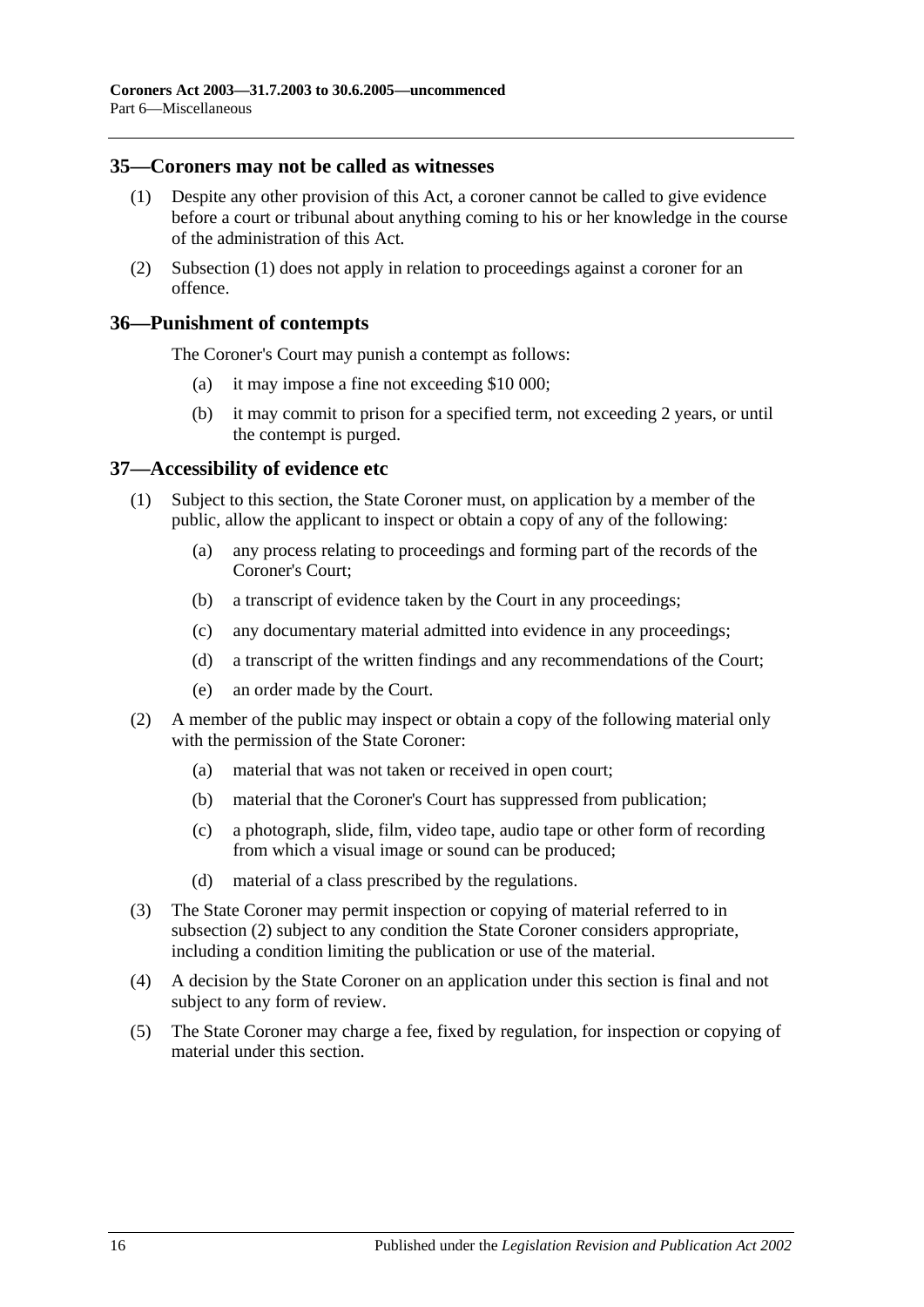## 35—Coroners may not be called as witnesses

(1) Despite any other provision of this Act, a coroner cannot be called to give evidence before a court or tribunal about anything coming to his or her knowledge in the course of the administration of this Act.

(2) Subsection (1) does not apply in relation to proceedings against a coroner for an offence.

## 36—Punishment of contempts

The Coroner's Court may punish a contempt as follows:

(a) it may impose a fine not exceeding $10 000;

(b) it may commit to prison for a specified term, not exceeding 2 years, or until the contempt is purged.

## 37—Accessibility of evidence etc

(1) Subject to this section, the State Coroner must, on application by a member of the public, allow the applicant to inspect or obtain a copy of any of the following:

(a) any process relating to proceedings and forming part of the records of the Coroner's Court;

(b) a transcript of evidence taken by the Court in any proceedings;

(c) any documentary material admitted into evidence in any proceedings;

(d) a transcript of the written findings and any recommendations of the Court;

(e) an order made by the Court.

(2) A member of the public may inspect or obtain a copy of the following material only with the permission of the State Coroner:

(a) material that was not taken or received in open court;

(b) material that the Coroner's Court has suppressed from publication;

(c) a photograph, slide, film, video tape, audio tape or other form of recording from which a visual image or sound can be produced;

(d) material of a class prescribed by the regulations.

(3) The State Coroner may permit inspection or copying of material referred to in subsection (2) subject to any condition the State Coroner considers appropriate, including a condition limiting the publication or use of the material.

(4) A decision by the State Coroner on an application under this section is final and not subject to any form of review.

(5) The State Coroner may charge a fee, fixed by regulation, for inspection or copying of material under this section.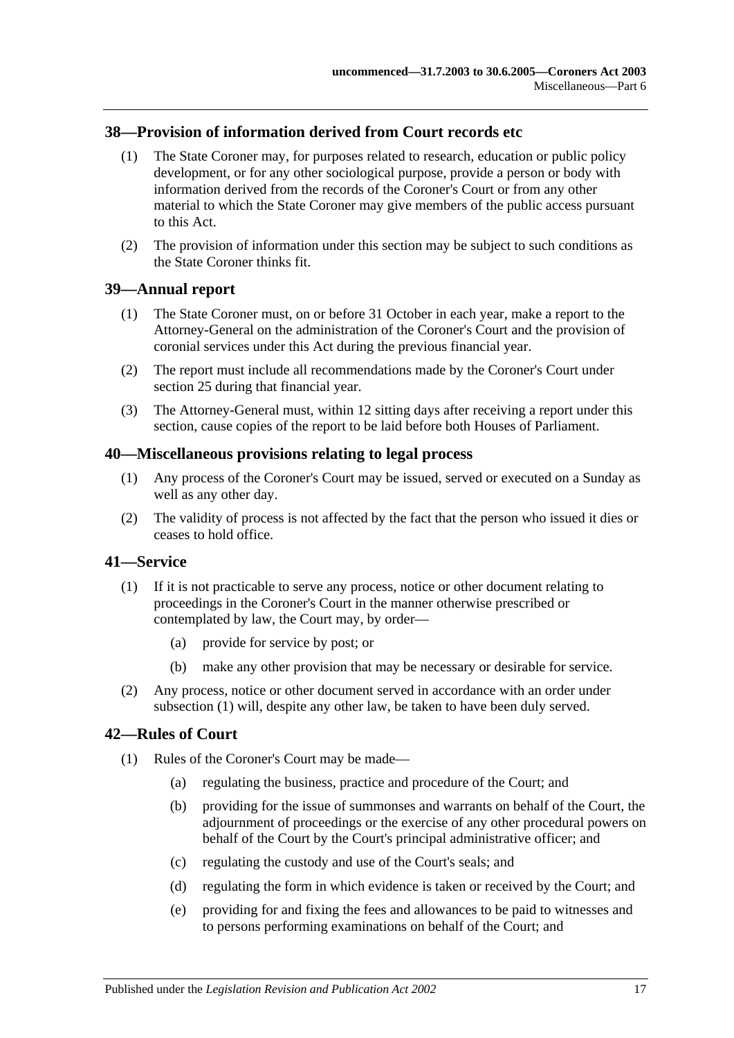## 38—Provision of information derived from Court records etc

(1) The State Coroner may, for purposes related to research, education or public policy development, or for any other sociological purpose, provide a person or body with information derived from the records of the Coroner's Court or from any other material to which the State Coroner may give members of the public access pursuant to this Act.

(2) The provision of information under this section may be subject to such conditions as the State Coroner thinks fit.

## 39—Annual report

(1) The State Coroner must, on or before 31 October in each year, make a report to the Attorney-General on the administration of the Coroner's Court and the provision of coronial services under this Act during the previous financial year.

(2) The report must include all recommendations made by the Coroner's Court under section 25 during that financial year.

(3) The Attorney-General must, within 12 sitting days after receiving a report under this section, cause copies of the report to be laid before both Houses of Parliament.

## 40—Miscellaneous provisions relating to legal process

(1) Any process of the Coroner's Court may be issued, served or executed on a Sunday as well as any other day.

(2) The validity of process is not affected by the fact that the person who issued it dies or ceases to hold office.

## 41—Service

(1) If it is not practicable to serve any process, notice or other document relating to proceedings in the Coroner's Court in the manner otherwise prescribed or contemplated by law, the Court may, by order—

(a) provide for service by post; or

(b) make any other provision that may be necessary or desirable for service.

(2) Any process, notice or other document served in accordance with an order under subsection (1) will, despite any other law, be taken to have been duly served.

## 42—Rules of Court

(1) Rules of the Coroner's Court may be made—

(a) regulating the business, practice and procedure of the Court; and

(b) providing for the issue of summonses and warrants on behalf of the Court, the adjournment of proceedings or the exercise of any other procedural powers on behalf of the Court by the Court's principal administrative officer; and

(c) regulating the custody and use of the Court's seals; and

(d) regulating the form in which evidence is taken or received by the Court; and

(e) providing for and fixing the fees and allowances to be paid to witnesses and to persons performing examinations on behalf of the Court; and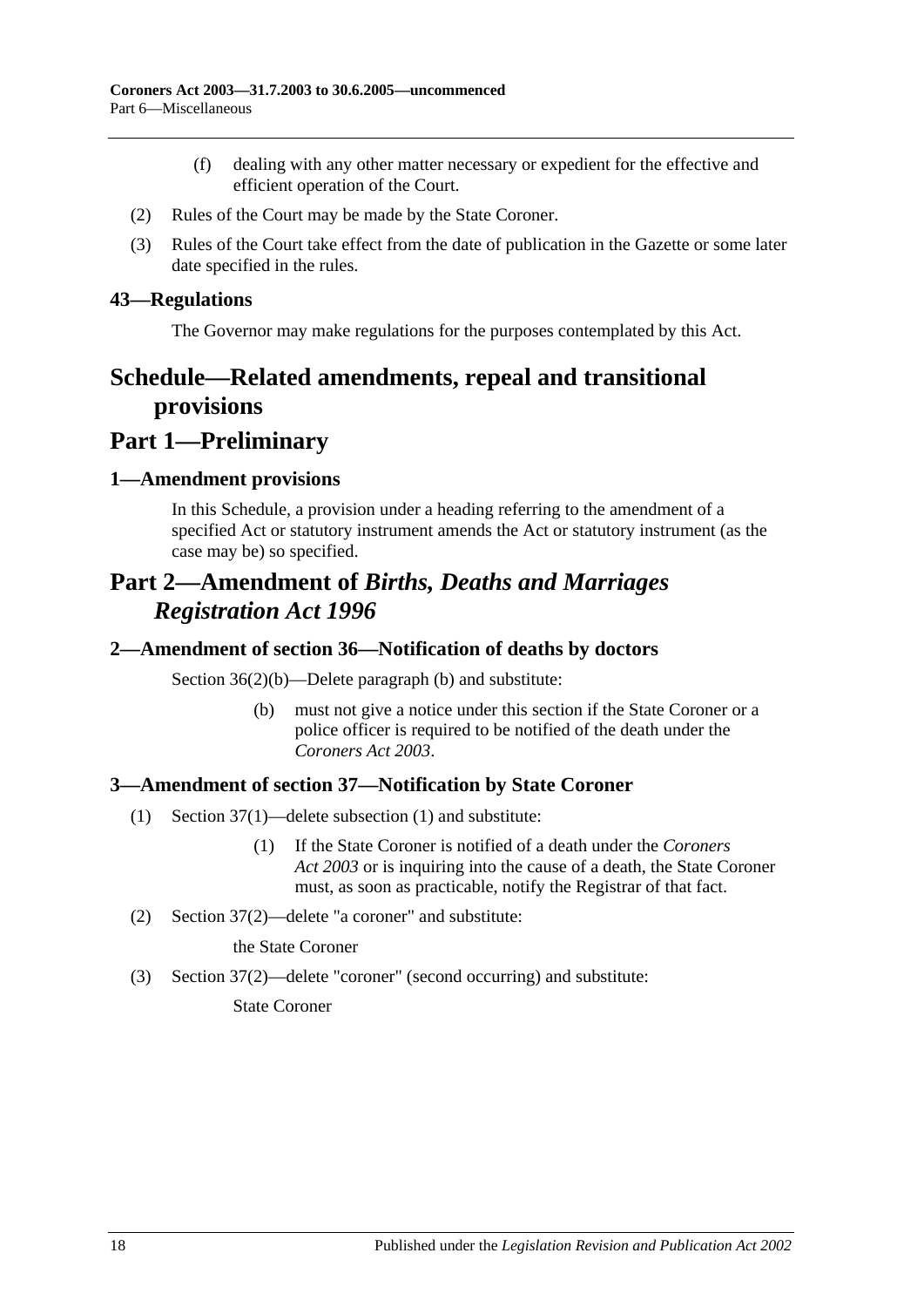(f) dealing with any other matter necessary or expedient for the effective and efficient operation of the Court.

(2) Rules of the Court may be made by the State Coroner.

(3) Rules of the Court take effect from the date of publication in the Gazette or some later date specified in the rules.

### 43—Regulations

The Governor may make regulations for the purposes contemplated by this Act.

# Schedule—Related amendments, repeal and transitional provisions

# Part 1—Preliminary

### 1—Amendment provisions

In this Schedule, a provision under a heading referring to the amendment of a specified Act or statutory instrument amends the Act or statutory instrument (as the case may be) so specified.

# Part 2—Amendment of *Births, Deaths and Marriages Registration Act 1996*

### 2—Amendment of section 36—Notification of deaths by doctors

Section 36(2)(b)—Delete paragraph (b) and substitute:

> (b) must not give a notice under this section if the State Coroner or a police officer is required to be notified of the death under the *Coroners Act 2003*.

### 3—Amendment of section 37—Notification by State Coroner

(1) Section 37(1)—delete subsection (1) and substitute:

> (1) If the State Coroner is notified of a death under the *Coroners Act 2003* or is inquiring into the cause of a death, the State Coroner must, as soon as practicable, notify the Registrar of that fact.

(2) Section 37(2)—delete "a coroner" and substitute:

> the State Coroner

(3) Section 37(2)—delete "coroner" (second occurring) and substitute:

> State Coroner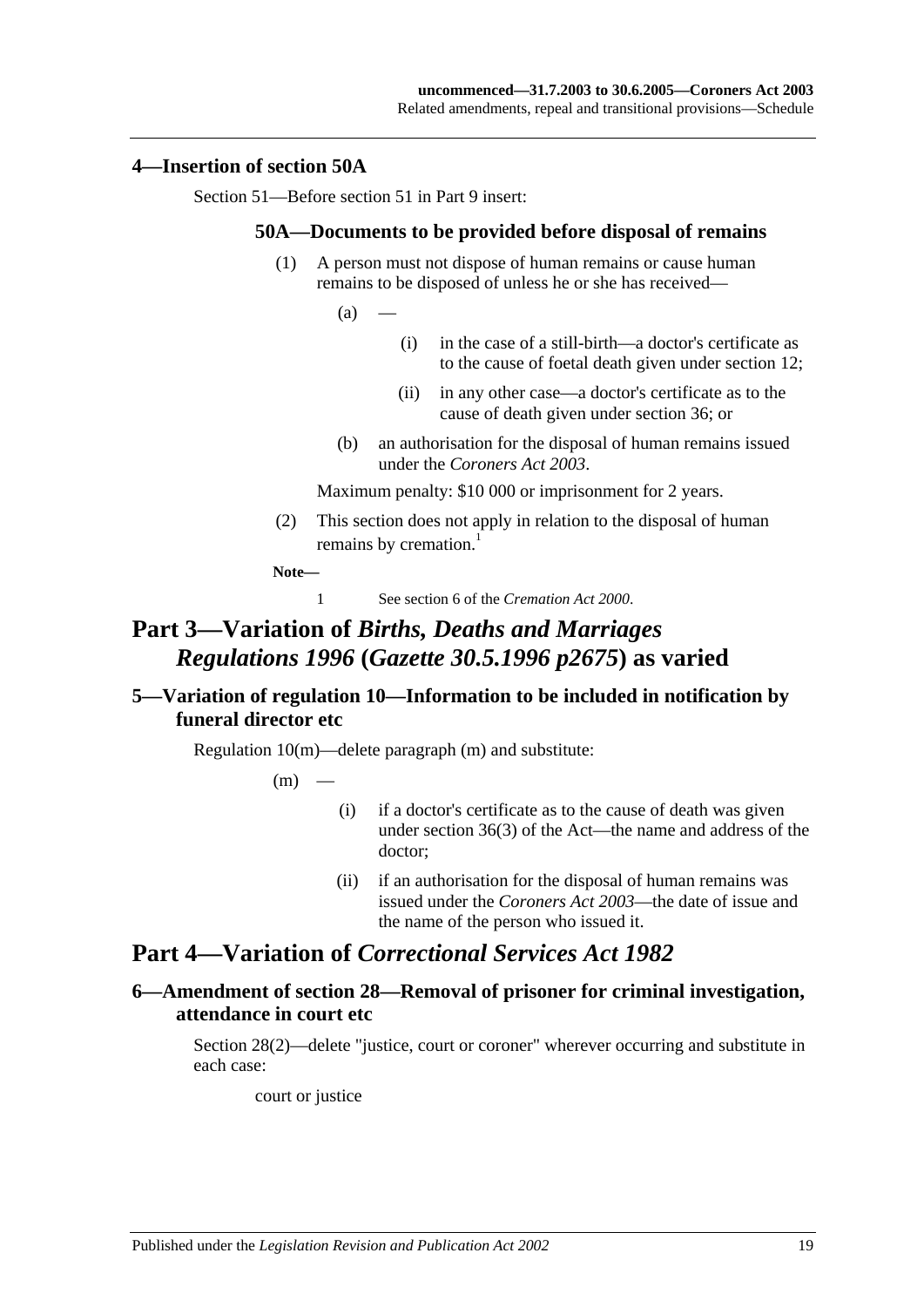## 4—Insertion of section 50A

Section 51—Before section 51 in Part 9 insert:

### 50A—Documents to be provided before disposal of remains

(1) A person must not dispose of human remains or cause human remains to be disposed of unless he or she has received—

(a) —

(i) in the case of a still-birth—a doctor's certificate as to the cause of foetal death given under section 12;

(ii) in any other case—a doctor's certificate as to the cause of death given under section 36; or

(b) an authorisation for the disposal of human remains issued under the *Coroners Act 2003*.

Maximum penalty: $10 000 or imprisonment for 2 years.

(2) This section does not apply in relation to the disposal of human remains by cremation.[1]

**Note—**

1 See section 6 of the *Cremation Act 2000*.

# Part 3—Variation of *Births, Deaths and Marriages Regulations 1996* (*Gazette 30.5.1996 p2675*) as varied

## 5—Variation of regulation 10—Information to be included in notification by funeral director etc

Regulation 10(m)—delete paragraph (m) and substitute:

(m) —

(i) if a doctor's certificate as to the cause of death was given under section 36(3) of the Act—the name and address of the doctor;

(ii) if an authorisation for the disposal of human remains was issued under the *Coroners Act 2003*—the date of issue and the name of the person who issued it.

# Part 4—Variation of *Correctional Services Act 1982*

## 6—Amendment of section 28—Removal of prisoner for criminal investigation, attendance in court etc

Section 28(2)—delete "justice, court or coroner" wherever occurring and substitute in each case:

court or justice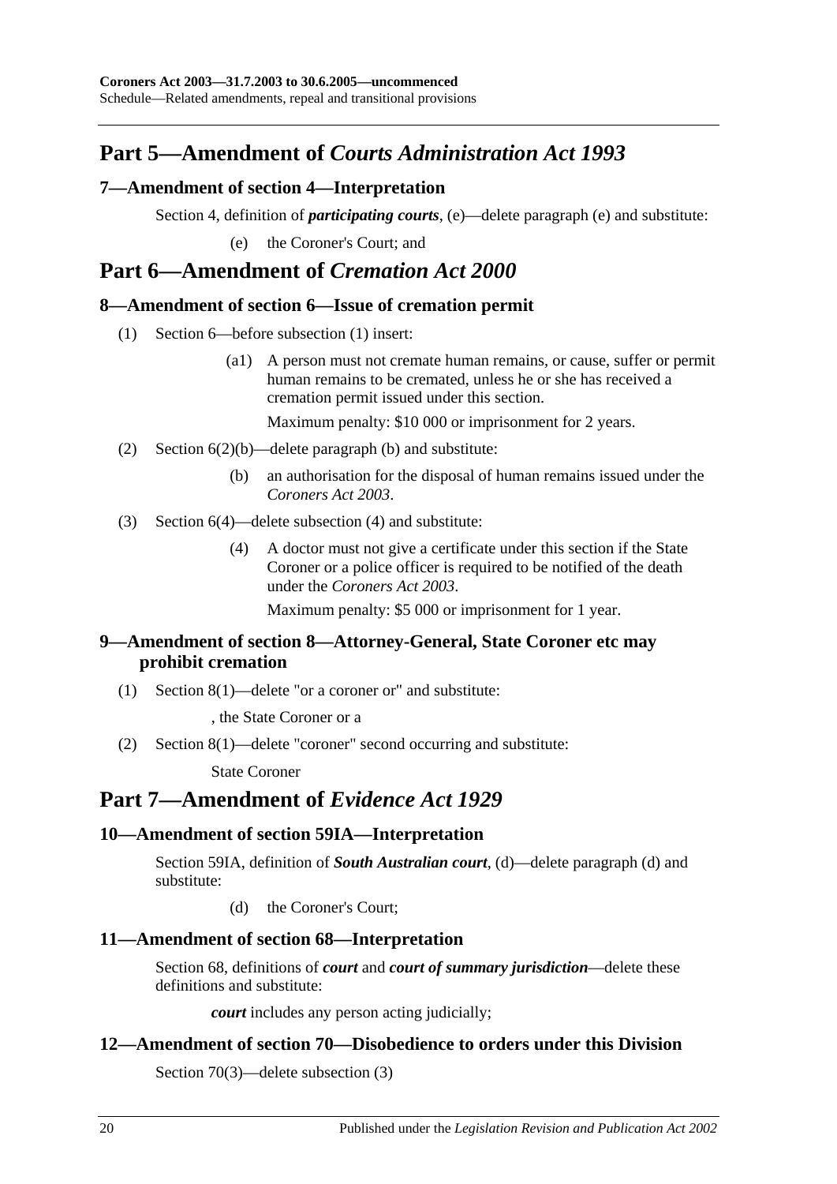## Part 5—Amendment of *Courts Administration Act 1993*

### 7—Amendment of section 4—Interpretation

Section 4, definition of ***participating courts***, (e)—delete paragraph (e) and substitute:

(e) the Coroner's Court; and

## Part 6—Amendment of *Cremation Act 2000*

### 8—Amendment of section 6—Issue of cremation permit

(1) Section 6—before subsection (1) insert:

(a1) A person must not cremate human remains, or cause, suffer or permit human remains to be cremated, unless he or she has received a cremation permit issued under this section.

Maximum penalty: $10 000 or imprisonment for 2 years.

(2) Section 6(2)(b)—delete paragraph (b) and substitute:

(b) an authorisation for the disposal of human remains issued under the *Coroners Act 2003*.

(3) Section 6(4)—delete subsection (4) and substitute:

(4) A doctor must not give a certificate under this section if the State Coroner or a police officer is required to be notified of the death under the *Coroners Act 2003*.

Maximum penalty: $5 000 or imprisonment for 1 year.

### 9—Amendment of section 8—Attorney-General, State Coroner etc may prohibit cremation

(1) Section 8(1)—delete "or a coroner or" and substitute:

, the State Coroner or a

(2) Section 8(1)—delete "coroner" second occurring and substitute:

State Coroner

## Part 7—Amendment of *Evidence Act 1929*

### 10—Amendment of section 59IA—Interpretation

Section 59IA, definition of ***South Australian court***, (d)—delete paragraph (d) and substitute:

(d) the Coroner's Court;

### 11—Amendment of section 68—Interpretation

Section 68, definitions of ***court*** and ***court of summary jurisdiction***—delete these definitions and substitute:

***court*** includes any person acting judicially;

### 12—Amendment of section 70—Disobedience to orders under this Division

Section 70(3)—delete subsection (3)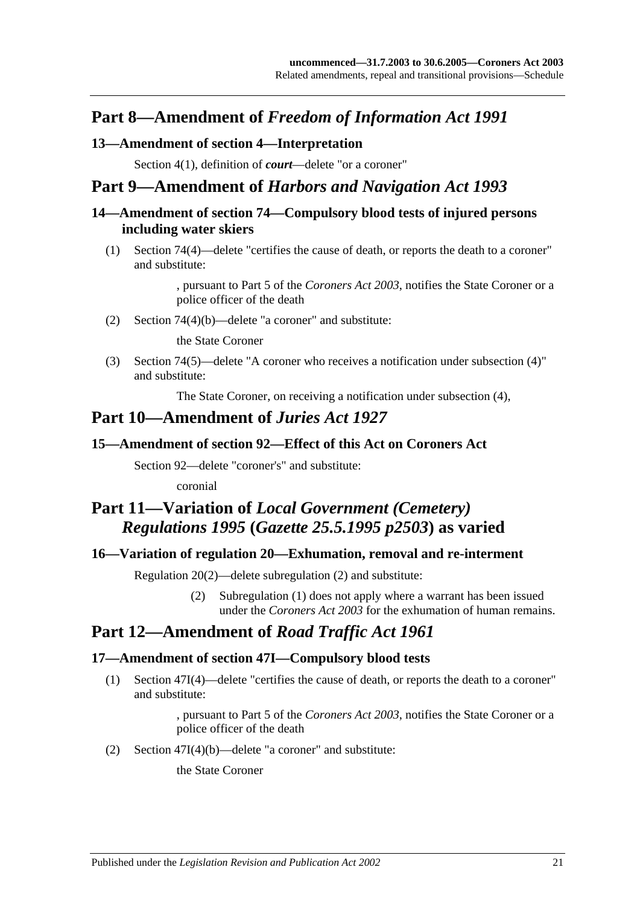## Part 8—Amendment of *Freedom of Information Act 1991*

### 13—Amendment of section 4—Interpretation

Section 4(1), definition of ***court***—delete "or a coroner"

## Part 9—Amendment of *Harbors and Navigation Act 1993*

### 14—Amendment of section 74—Compulsory blood tests of injured persons including water skiers

(1) Section 74(4)—delete "certifies the cause of death, or reports the death to a coroner" and substitute:

> , pursuant to Part 5 of the *Coroners Act 2003*, notifies the State Coroner or a police officer of the death

(2) Section 74(4)(b)—delete "a coroner" and substitute:

> the State Coroner

(3) Section 74(5)—delete "A coroner who receives a notification under subsection (4)" and substitute:

> The State Coroner, on receiving a notification under subsection (4),

## Part 10—Amendment of *Juries Act 1927*

### 15—Amendment of section 92—Effect of this Act on Coroners Act

Section 92—delete "coroner's" and substitute:

> coronial

## Part 11—Variation of *Local Government (Cemetery) Regulations 1995* (*Gazette 25.5.1995 p2503*) as varied

### 16—Variation of regulation 20—Exhumation, removal and re-interment

Regulation 20(2)—delete subregulation (2) and substitute:

> (2) Subregulation (1) does not apply where a warrant has been issued under the *Coroners Act 2003* for the exhumation of human remains.

## Part 12—Amendment of *Road Traffic Act 1961*

### 17—Amendment of section 47I—Compulsory blood tests

(1) Section 47I(4)—delete "certifies the cause of death, or reports the death to a coroner" and substitute:

> , pursuant to Part 5 of the *Coroners Act 2003*, notifies the State Coroner or a police officer of the death

(2) Section 47I(4)(b)—delete "a coroner" and substitute:

> the State Coroner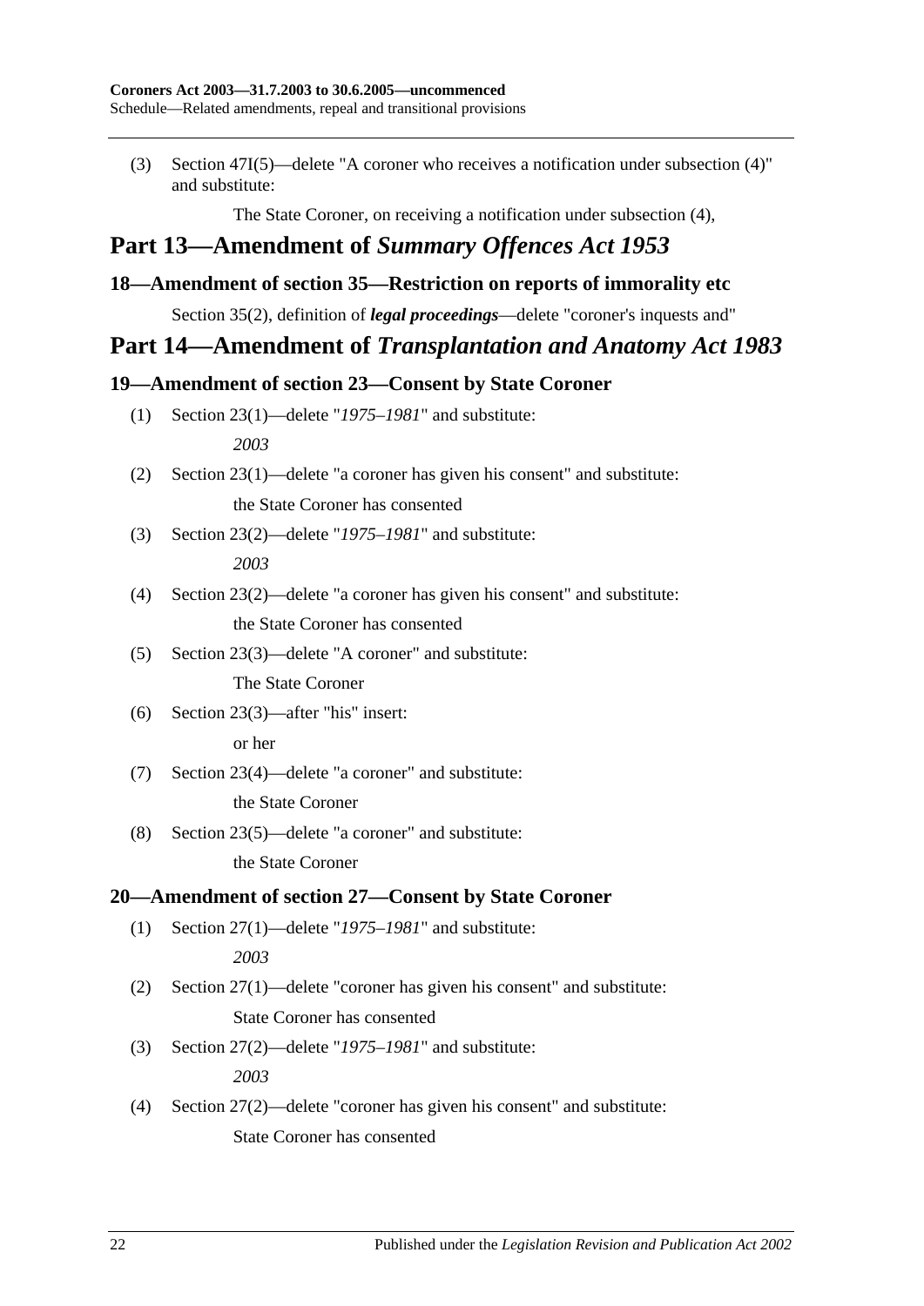(3) Section 47I(5)—delete "A coroner who receives a notification under subsection (4)" and substitute:

The State Coroner, on receiving a notification under subsection (4),

# Part 13—Amendment of *Summary Offences Act 1953*

## 18—Amendment of section 35—Restriction on reports of immorality etc

Section 35(2), definition of ***legal proceedings***—delete "coroner's inquests and"

# Part 14—Amendment of *Transplantation and Anatomy Act 1983*

## 19—Amendment of section 23—Consent by State Coroner

(1) Section 23(1)—delete "*1975–1981*" and substitute:

*2003*

(2) Section 23(1)—delete "a coroner has given his consent" and substitute:

the State Coroner has consented

(3) Section 23(2)—delete "*1975–1981*" and substitute:

*2003*

(4) Section 23(2)—delete "a coroner has given his consent" and substitute:

the State Coroner has consented

(5) Section 23(3)—delete "A coroner" and substitute:

The State Coroner

(6) Section 23(3)—after "his" insert:

or her

(7) Section 23(4)—delete "a coroner" and substitute:

the State Coroner

(8) Section 23(5)—delete "a coroner" and substitute:

the State Coroner

## 20—Amendment of section 27—Consent by State Coroner

(1) Section 27(1)—delete "*1975–1981*" and substitute:

*2003*

(2) Section 27(1)—delete "coroner has given his consent" and substitute:

State Coroner has consented

(3) Section 27(2)—delete "*1975–1981*" and substitute:

*2003*

(4) Section 27(2)—delete "coroner has given his consent" and substitute:

State Coroner has consented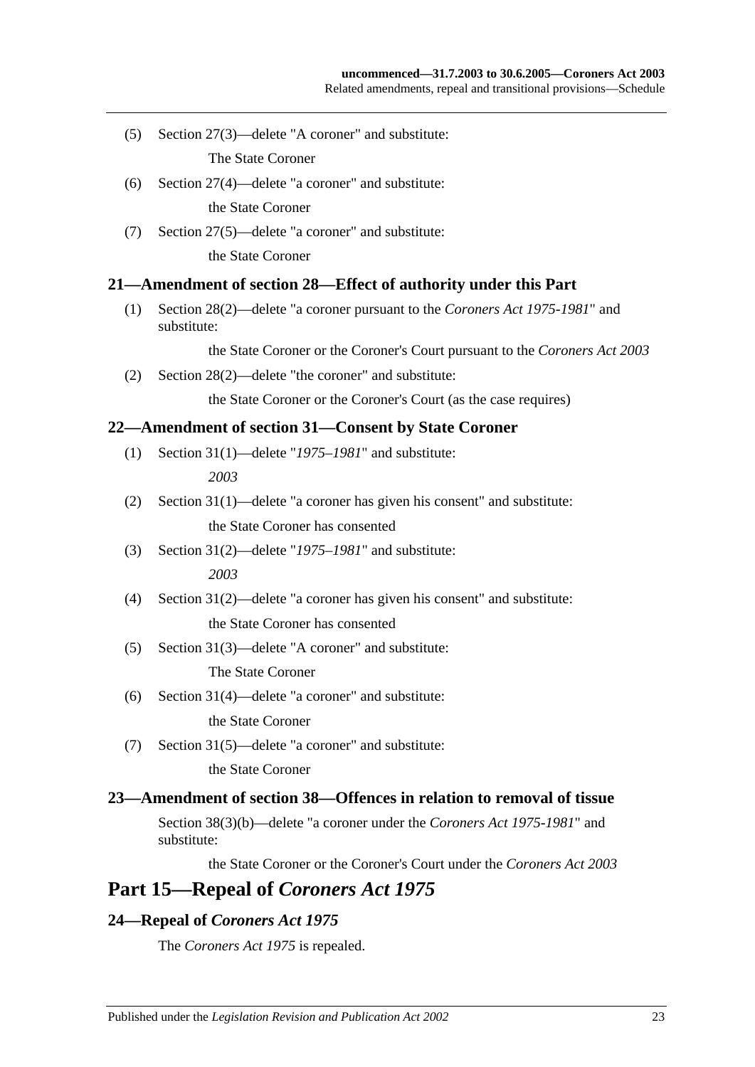(5) Section 27(3)—delete "A coroner" and substitute:

The State Coroner

(6) Section 27(4)—delete "a coroner" and substitute:

the State Coroner

(7) Section 27(5)—delete "a coroner" and substitute:

the State Coroner

### 21—Amendment of section 28—Effect of authority under this Part

(1) Section 28(2)—delete "a coroner pursuant to the *Coroners Act 1975-1981*" and substitute:

the State Coroner or the Coroner's Court pursuant to the *Coroners Act 2003*

(2) Section 28(2)—delete "the coroner" and substitute:

the State Coroner or the Coroner's Court (as the case requires)

### 22—Amendment of section 31—Consent by State Coroner

(1) Section 31(1)—delete "*1975–1981*" and substitute:

*2003*

(2) Section 31(1)—delete "a coroner has given his consent" and substitute:

the State Coroner has consented

(3) Section 31(2)—delete "*1975–1981*" and substitute:

*2003*

(4) Section 31(2)—delete "a coroner has given his consent" and substitute:

the State Coroner has consented

(5) Section 31(3)—delete "A coroner" and substitute:

The State Coroner

(6) Section 31(4)—delete "a coroner" and substitute:

the State Coroner

(7) Section 31(5)—delete "a coroner" and substitute:

the State Coroner

### 23—Amendment of section 38—Offences in relation to removal of tissue

Section 38(3)(b)—delete "a coroner under the *Coroners Act 1975-1981*" and substitute:

the State Coroner or the Coroner's Court under the *Coroners Act 2003*

## Part 15—Repeal of *Coroners Act 1975*

### 24—Repeal of *Coroners Act 1975*

The *Coroners Act 1975* is repealed.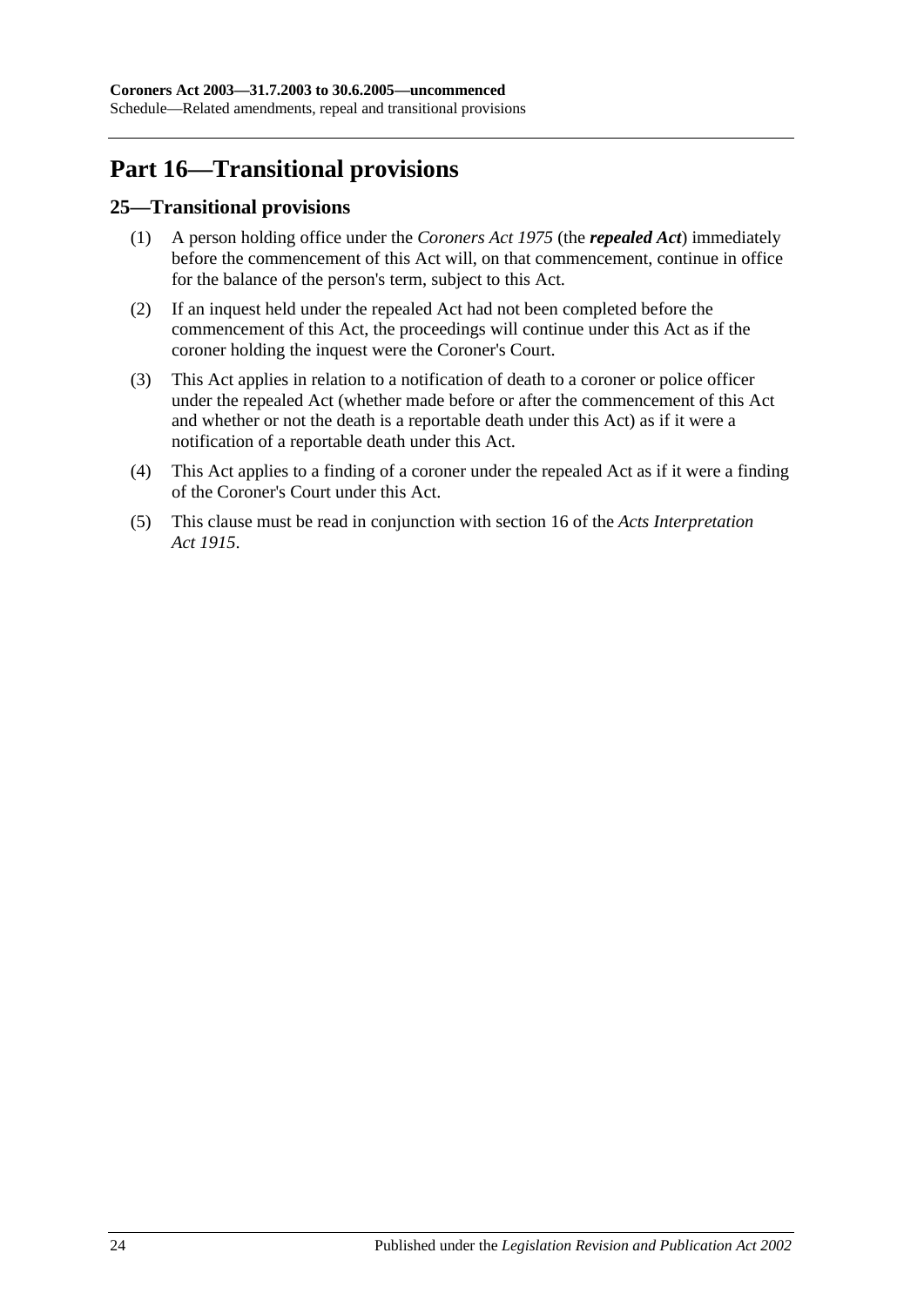# Part 16—Transitional provisions

## 25—Transitional provisions

(1) A person holding office under the *Coroners Act 1975* (the ***repealed Act***) immediately before the commencement of this Act will, on that commencement, continue in office for the balance of the person's term, subject to this Act.

(2) If an inquest held under the repealed Act had not been completed before the commencement of this Act, the proceedings will continue under this Act as if the coroner holding the inquest were the Coroner's Court.

(3) This Act applies in relation to a notification of death to a coroner or police officer under the repealed Act (whether made before or after the commencement of this Act and whether or not the death is a reportable death under this Act) as if it were a notification of a reportable death under this Act.

(4) This Act applies to a finding of a coroner under the repealed Act as if it were a finding of the Coroner's Court under this Act.

(5) This clause must be read in conjunction with section 16 of the *Acts Interpretation Act 1915*.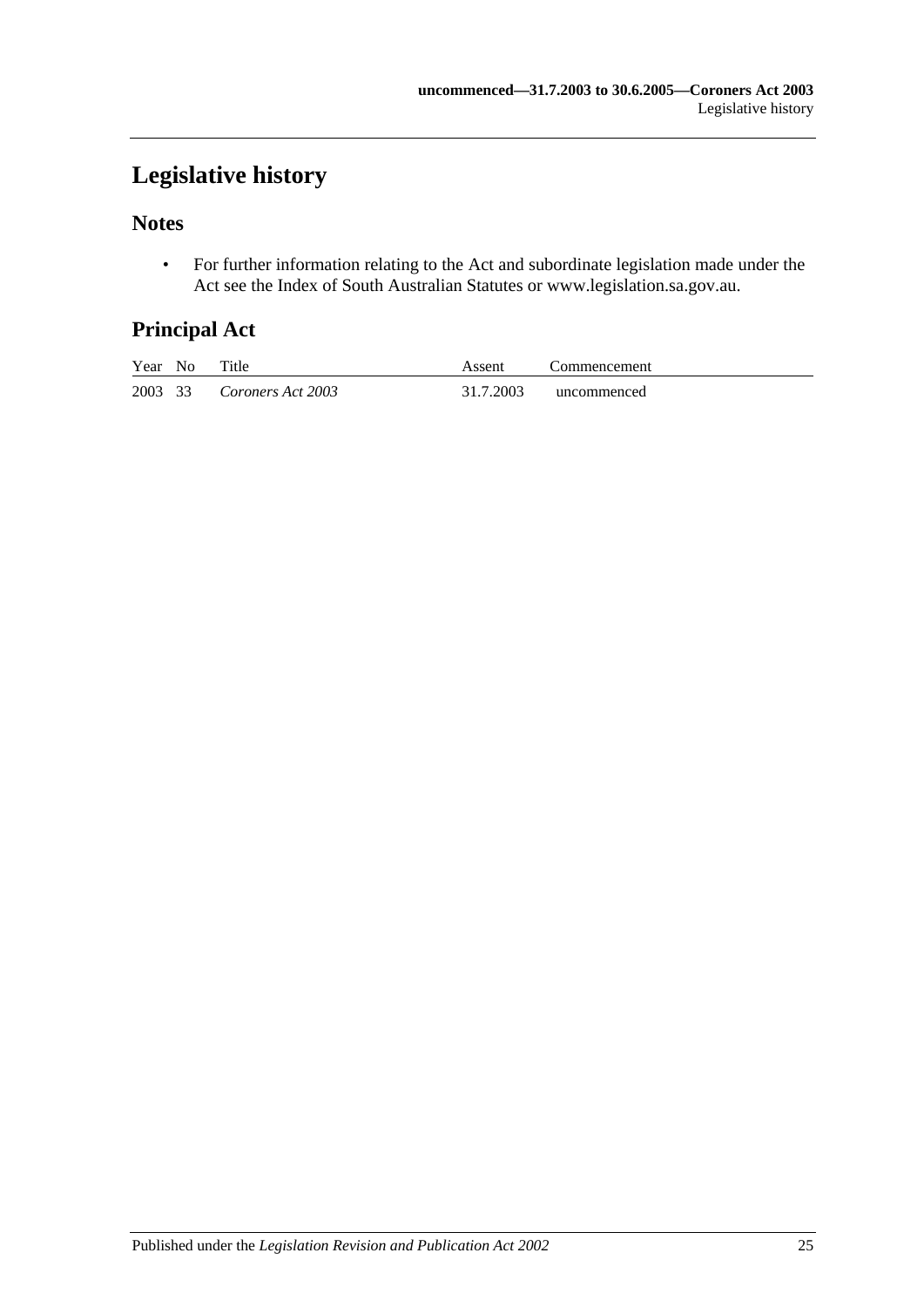# Legislative history

## Notes

- For further information relating to the Act and subordinate legislation made under the Act see the Index of South Australian Statutes or www.legislation.sa.gov.au.

## Principal Act

| Year | No | Title | Assent | Commencement |
|---|---|---|---|---|
| 2003 | 33 | *Coroners Act 2003* | 31.7.2003 | uncommenced |